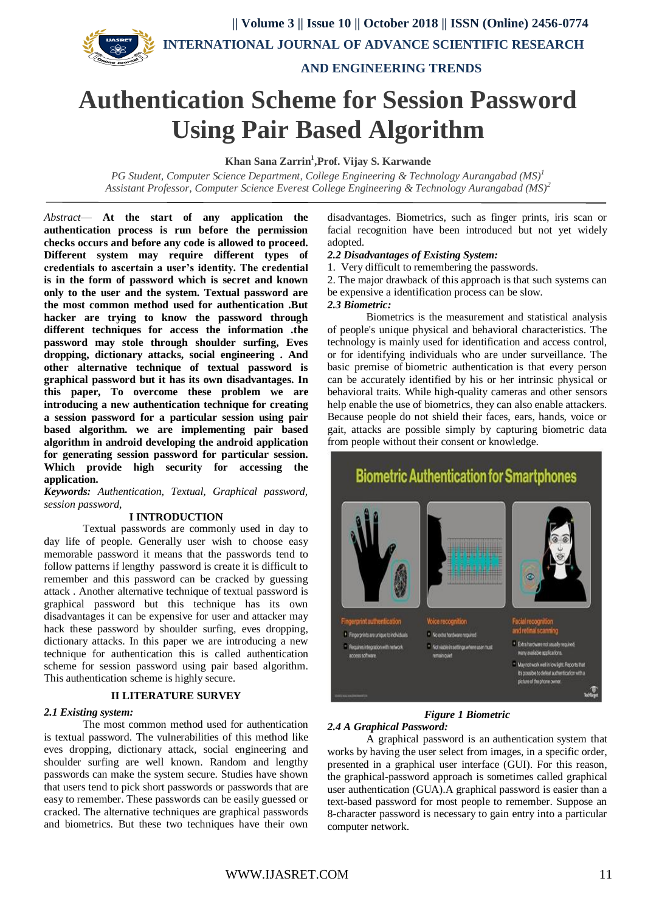# Authentication Scheme for Session Password Using Pair Based Algorithm

**Khan Sana Zarrin[1],Prof. Vijay S. Karwande**

*PG Student, Computer Science Department, College Engineering & Technology Aurangabad (MS)[1]*
*Assistant Professor, Computer Science Everest College Engineering & Technology Aurangabad (MS)[2]*

*Abstract*— **At the start of any application the authentication process is run before the permission checks occurs and before any code is allowed to proceed. Different system may require different types of credentials to ascertain a user's identity. The credential is in the form of password which is secret and known only to the user and the system. Textual password are the most common method used for authentication .But hacker are trying to know the password through different techniques for access the information .the password may stole through shoulder surfing, Eves dropping, dictionary attacks, social engineering . And other alternative technique of textual password is graphical password but it has its own disadvantages. In this paper, To overcome these problem we are introducing a new authentication technique for creating a session password for a particular session using pair based algorithm. we are implementing pair based algorithm in android developing the android application for generating session password for particular session. Which provide high security for accessing the application.**

***Keywords:*** *Authentication, Textual, Graphical password, session password,*

## I INTRODUCTION

Textual passwords are commonly used in day to day life of people. Generally user wish to choose easy memorable password it means that the passwords tend to follow patterns if lengthy password is create it is difficult to remember and this password can be cracked by guessing attack . Another alternative technique of textual password is graphical password but this technique has its own disadvantages it can be expensive for user and attacker may hack these password by shoulder surfing, eves dropping, dictionary attacks. In this paper we are introducing a new technique for authentication this is called authentication scheme for session password using pair based algorithm. This authentication scheme is highly secure.

## II LITERATURE SURVEY

### *2.1 Existing system:*

The most common method used for authentication is textual password. The vulnerabilities of this method like eves dropping, dictionary attack, social engineering and shoulder surfing are well known. Random and lengthy passwords can make the system secure. Studies have shown that users tend to pick short passwords or passwords that are easy to remember. These passwords can be easily guessed or cracked. The alternative techniques are graphical passwords and biometrics. But these two techniques have their own disadvantages. Biometrics, such as finger prints, iris scan or facial recognition have been introduced but not yet widely adopted.

### *2.2 Disadvantages of Existing System:*

1. Very difficult to remembering the passwords.
2. The major drawback of this approach is that such systems can be expensive a identification process can be slow.

### *2.3 Biometric:*

Biometrics is the measurement and statistical analysis of people's unique physical and behavioral characteristics. The technology is mainly used for identification and access control, or for identifying individuals who are under surveillance. The basic premise of biometric authentication is that every person can be accurately identified by his or her intrinsic physical or behavioral traits. While high-quality cameras and other sensors help enable the use of biometrics, they can also enable attackers. Because people do not shield their faces, ears, hands, voice or gait, attacks are possible simply by capturing biometric data from people without their consent or knowledge.

*Figure 1 Biometric*

### *2.4 A Graphical Password:*

A graphical password is an authentication system that works by having the user select from images, in a specific order, presented in a graphical user interface (GUI). For this reason, the graphical-password approach is sometimes called graphical user authentication (GUA).A graphical password is easier than a text-based password for most people to remember. Suppose an 8-character password is necessary to gain entry into a particular computer network.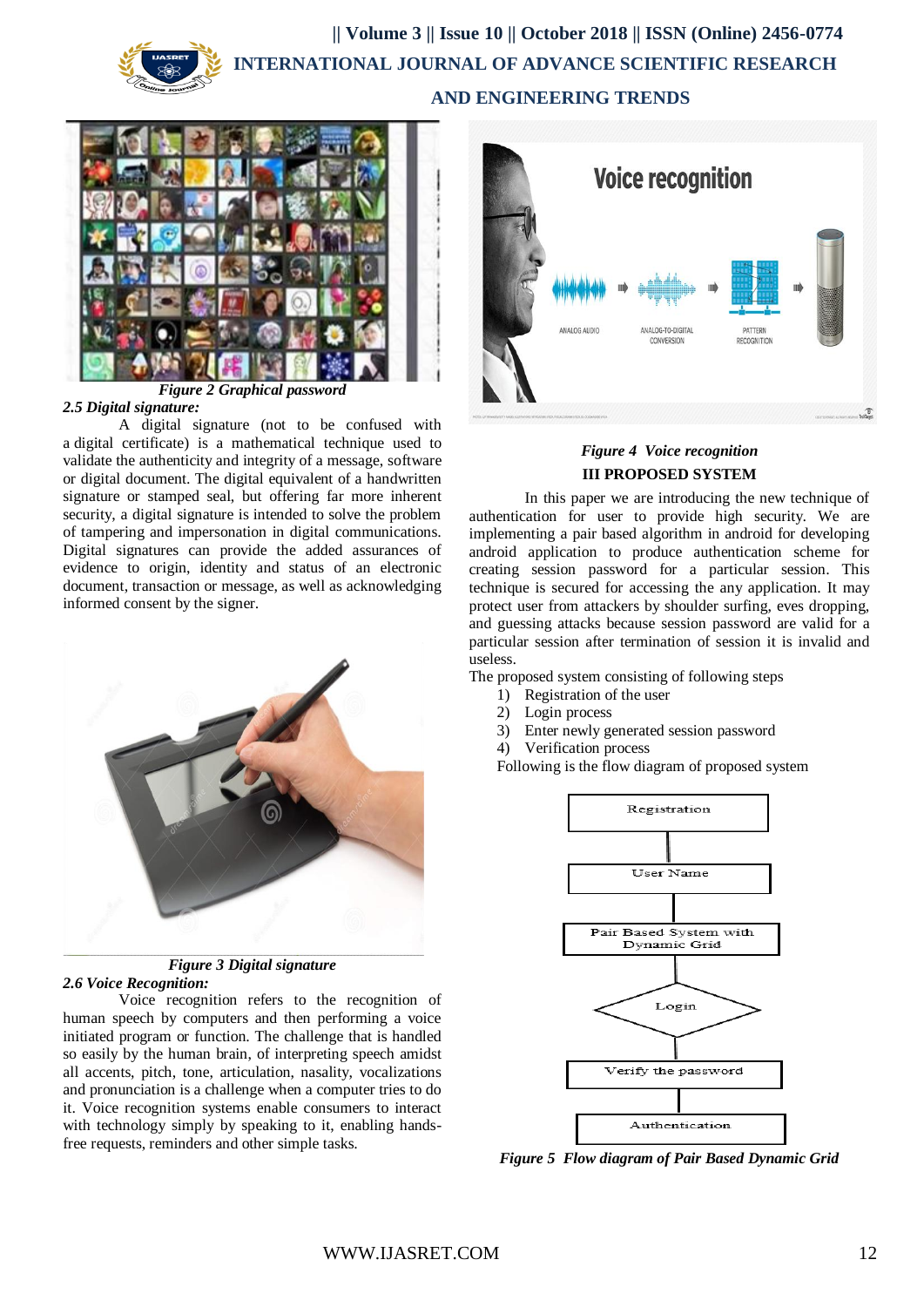*Figure 2 Graphical password*

### *2.5 Digital signature:*

A digital signature (not to be confused with a digital certificate) is a mathematical technique used to validate the authenticity and integrity of a message, software or digital document. The digital equivalent of a handwritten signature or stamped seal, but offering far more inherent security, a digital signature is intended to solve the problem of tampering and impersonation in digital communications. Digital signatures can provide the added assurances of evidence to origin, identity and status of an electronic document, transaction or message, as well as acknowledging informed consent by the signer.

*Figure 3 Digital signature*

### *2.6 Voice Recognition:*

Voice recognition refers to the recognition of human speech by computers and then performing a voice initiated program or function. The challenge that is handled so easily by the human brain, of interpreting speech amidst all accents, pitch, tone, articulation, nasality, vocalizations and pronunciation is a challenge when a computer tries to do it. Voice recognition systems enable consumers to interact with technology simply by speaking to it, enabling hands-free requests, reminders and other simple tasks.

*Figure 4 Voice recognition*

## III PROPOSED SYSTEM

In this paper we are introducing the new technique of authentication for user to provide high security. We are implementing a pair based algorithm in android for developing android application to produce authentication scheme for creating session password for a particular session. This technique is secured for accessing the any application. It may protect user from attackers by shoulder surfing, eves dropping, and guessing attacks because session password are valid for a particular session after termination of session it is invalid and useless.

The proposed system consisting of following steps

1) Registration of the user
2) Login process
3) Enter newly generated session password
4) Verification process

Following is the flow diagram of proposed system

Registration → User Name → Pair Based System with Dynamic Grid → Login → Verify the password → Authentication

*Figure 5 Flow diagram of Pair Based Dynamic Grid*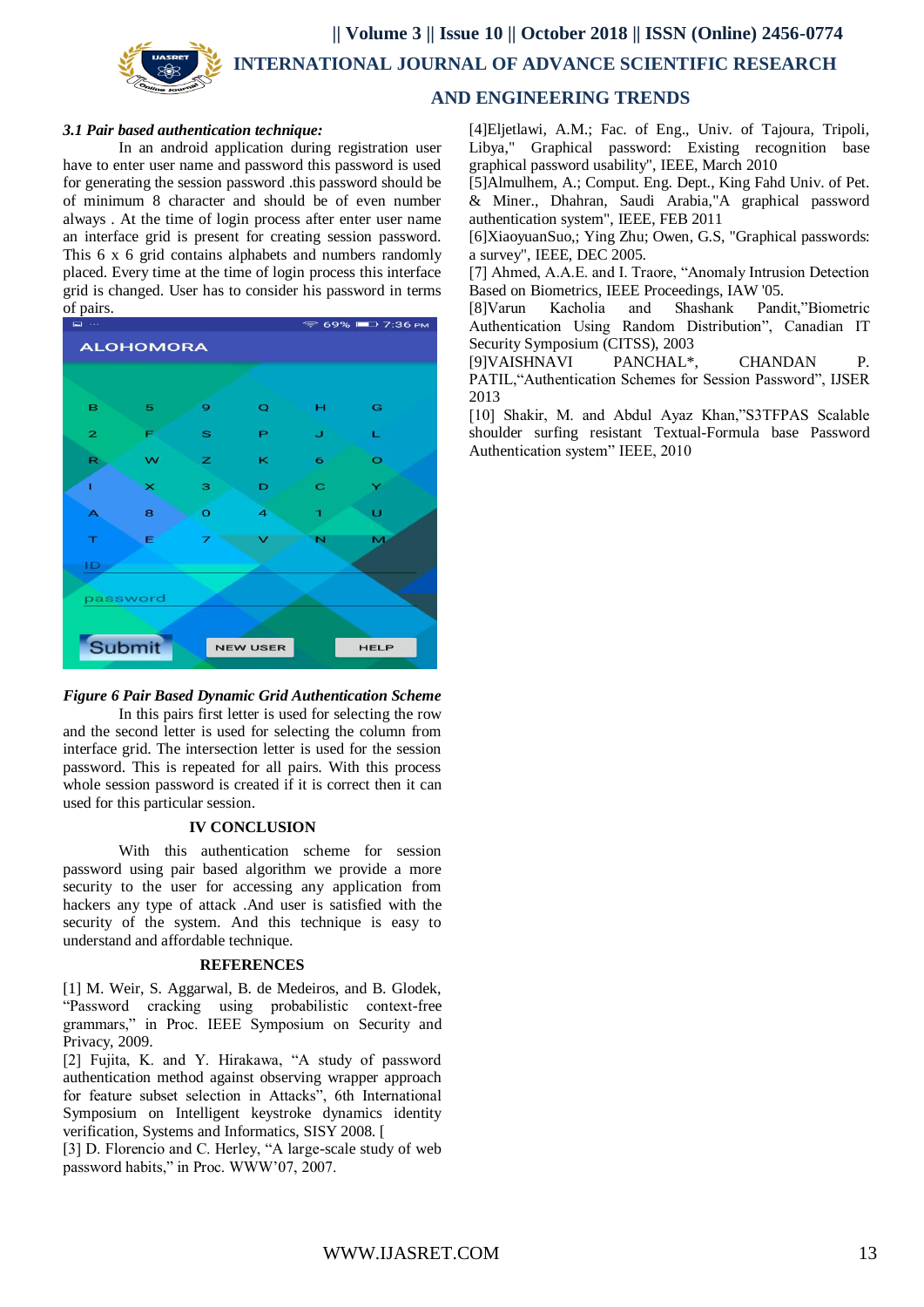### *3.1 Pair based authentication technique:*

In an android application during registration user have to enter user name and password this password is used for generating the session password .this password should be of minimum 8 character and should be of even number always . At the time of login process after enter user name an interface grid is present for creating session password. This 6 x 6 grid contains alphabets and numbers randomly placed. Every time at the time of login process this interface grid is changed. User has to consider his password in terms of pairs.

*Figure 6 Pair Based Dynamic Grid Authentication Scheme*

In this pairs first letter is used for selecting the row and the second letter is used for selecting the column from interface grid. The intersection letter is used for the session password. This is repeated for all pairs. With this process whole session password is created if it is correct then it can used for this particular session.

## IV CONCLUSION

With this authentication scheme for session password using pair based algorithm we provide a more security to the user for accessing any application from hackers any type of attack .And user is satisfied with the security of the system. And this technique is easy to understand and affordable technique.

## REFERENCES

[1] M. Weir, S. Aggarwal, B. de Medeiros, and B. Glodek, "Password cracking using probabilistic context-free grammars," in Proc. IEEE Symposium on Security and Privacy, 2009.

[2] Fujita, K. and Y. Hirakawa, "A study of password authentication method against observing wrapper approach for feature subset selection in Attacks", 6th International Symposium on Intelligent keystroke dynamics identity verification, Systems and Informatics, SISY 2008. [

[3] D. Florencio and C. Herley, "A large-scale study of web password habits," in Proc. WWW'07, 2007.

[4]Eljetlawi, A.M.; Fac. of Eng., Univ. of Tajoura, Tripoli, Libya," Graphical password: Existing recognition base graphical password usability", IEEE, March 2010

[5]Almulhem, A.; Comput. Eng. Dept., King Fahd Univ. of Pet. & Miner., Dhahran, Saudi Arabia,"A graphical password authentication system", IEEE, FEB 2011

[6]XiaoyuanSuo,; Ying Zhu; Owen, G.S, "Graphical passwords: a survey", IEEE, DEC 2005.

[7] Ahmed, A.A.E. and I. Traore, "Anomaly Intrusion Detection Based on Biometrics, IEEE Proceedings, IAW '05.

[8]Varun Kacholia and Shashank Pandit,"Biometric Authentication Using Random Distribution", Canadian IT Security Symposium (CITSS), 2003

[9]VAISHNAVI PANCHAL*, CHANDAN P. PATIL,"Authentication Schemes for Session Password", IJSER 2013

[10] Shakir, M. and Abdul Ayaz Khan,"S3TFPAS Scalable shoulder surfing resistant Textual-Formula base Password Authentication system" IEEE, 2010